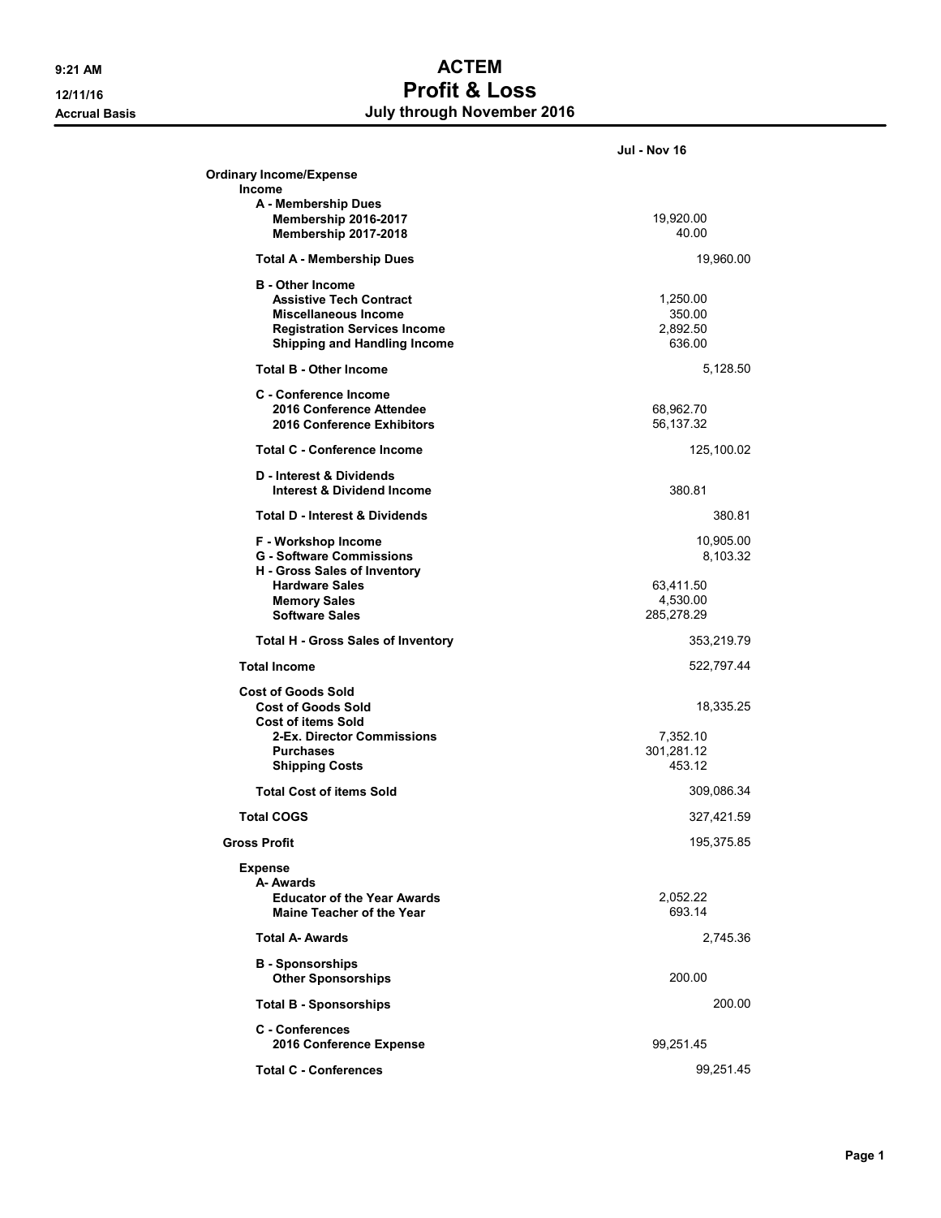# ACTEM
## Profit & Loss
### July through November 2016

9:21 AM
12/11/16
Accrual Basis

| | | Jul - Nov 16 |
|---|---|---|
| **Ordinary Income/Expense** | | |
| **Income** | | |
| **A - Membership Dues** | | |
| **Membership 2016-2017** | 19,920.00 | |
| **Membership 2017-2018** | 40.00 | |
| **Total A - Membership Dues** | | 19,960.00 |
| **B - Other Income** | | |
| **Assistive Tech Contract** | 1,250.00 | |
| **Miscellaneous Income** | 350.00 | |
| **Registration Services Income** | 2,892.50 | |
| **Shipping and Handling Income** | 636.00 | |
| **Total B - Other Income** | | 5,128.50 |
| **C - Conference Income** | | |
| **2016 Conference Attendee** | 68,962.70 | |
| **2016 Conference Exhibitors** | 56,137.32 | |
| **Total C - Conference Income** | | 125,100.02 |
| **D - Interest & Dividends** | | |
| **Interest & Dividend Income** | 380.81 | |
| **Total D - Interest & Dividends** | | 380.81 |
| **F - Workshop Income** | | 10,905.00 |
| **G - Software Commissions** | | 8,103.32 |
| **H - Gross Sales of Inventory** | | |
| **Hardware Sales** | 63,411.50 | |
| **Memory Sales** | 4,530.00 | |
| **Software Sales** | 285,278.29 | |
| **Total H - Gross Sales of Inventory** | | 353,219.79 |
| **Total Income** | | 522,797.44 |
| **Cost of Goods Sold** | | |
| **Cost of Goods Sold** | | 18,335.25 |
| **Cost of items Sold** | | |
| **2-Ex. Director Commissions** | 7,352.10 | |
| **Purchases** | 301,281.12 | |
| **Shipping Costs** | 453.12 | |
| **Total Cost of items Sold** | | 309,086.34 |
| **Total COGS** | | 327,421.59 |
| **Gross Profit** | | 195,375.85 |
| **Expense** | | |
| **A- Awards** | | |
| **Educator of the Year Awards** | 2,052.22 | |
| **Maine Teacher of the Year** | 693.14 | |
| **Total A- Awards** | | 2,745.36 |
| **B - Sponsorships** | | |
| **Other Sponsorships** | 200.00 | |
| **Total B - Sponsorships** | | 200.00 |
| **C - Conferences** | | |
| **2016 Conference Expense** | 99,251.45 | |
| **Total C - Conferences** | | 99,251.45 |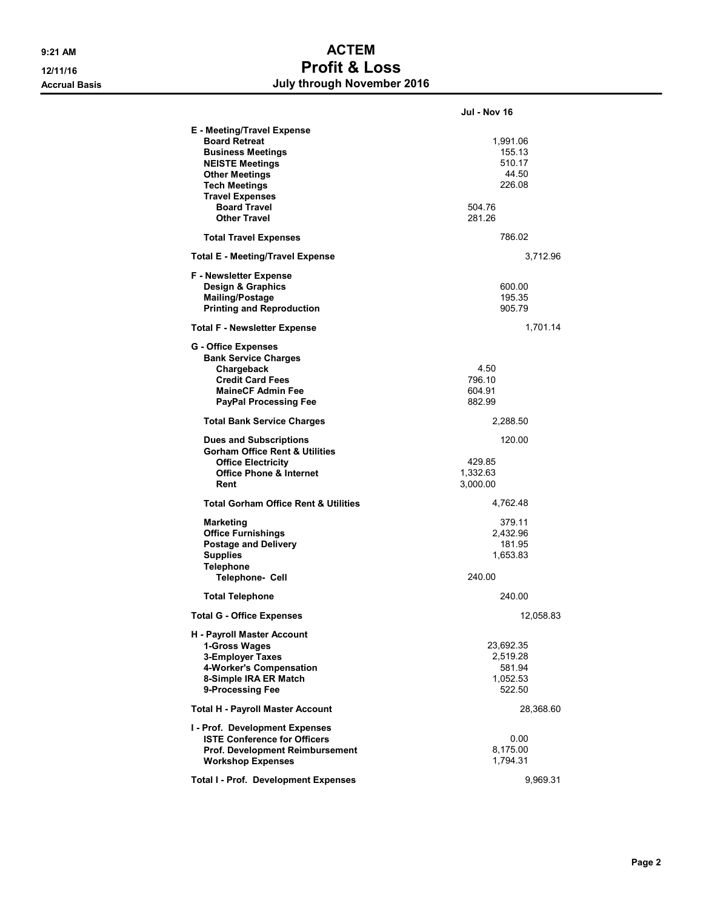# ACTEM
## Profit & Loss
### July through November 2016

9:21 AM
12/11/16
Accrual Basis

| | | Jul - Nov 16 | |
|---|---|---|---|
| **E - Meeting/Travel Expense** | | | |
| **Board Retreat** | | 1,991.06 | |
| **Business Meetings** | | 155.13 | |
| **NEISTE Meetings** | | 510.17 | |
| **Other Meetings** | | 44.50 | |
| **Tech Meetings** | | 226.08 | |
| **Travel Expenses** | | | |
| **Board Travel** | 504.76 | | |
| **Other Travel** | 281.26 | | |
| **Total Travel Expenses** | | 786.02 | |
| **Total E - Meeting/Travel Expense** | | | 3,712.96 |
| **F - Newsletter Expense** | | | |
| **Design & Graphics** | | 600.00 | |
| **Mailing/Postage** | | 195.35 | |
| **Printing and Reproduction** | | 905.79 | |
| **Total F - Newsletter Expense** | | | 1,701.14 |
| **G - Office Expenses** | | | |
| **Bank Service Charges** | | | |
| **Chargeback** | 4.50 | | |
| **Credit Card Fees** | 796.10 | | |
| **MaineCF Admin Fee** | 604.91 | | |
| **PayPal Processing Fee** | 882.99 | | |
| **Total Bank Service Charges** | | 2,288.50 | |
| **Dues and Subscriptions** | | 120.00 | |
| **Gorham Office Rent & Utilities** | | | |
| **Office Electricity** | 429.85 | | |
| **Office Phone & Internet** | 1,332.63 | | |
| **Rent** | 3,000.00 | | |
| **Total Gorham Office Rent & Utilities** | | 4,762.48 | |
| **Marketing** | | 379.11 | |
| **Office Furnishings** | | 2,432.96 | |
| **Postage and Delivery** | | 181.95 | |
| **Supplies** | | 1,653.83 | |
| **Telephone** | | | |
| **Telephone- Cell** | 240.00 | | |
| **Total Telephone** | | 240.00 | |
| **Total G - Office Expenses** | | | 12,058.83 |
| **H - Payroll Master Account** | | | |
| **1-Gross Wages** | | 23,692.35 | |
| **3-Employer Taxes** | | 2,519.28 | |
| **4-Worker's Compensation** | | 581.94 | |
| **8-Simple IRA ER Match** | | 1,052.53 | |
| **9-Processing Fee** | | 522.50 | |
| **Total H - Payroll Master Account** | | | 28,368.60 |
| **I - Prof. Development Expenses** | | | |
| **ISTE Conference for Officers** | | 0.00 | |
| **Prof. Development Reimbursement** | | 8,175.00 | |
| **Workshop Expenses** | | 1,794.31 | |
| **Total I - Prof. Development Expenses** | | | 9,969.31 |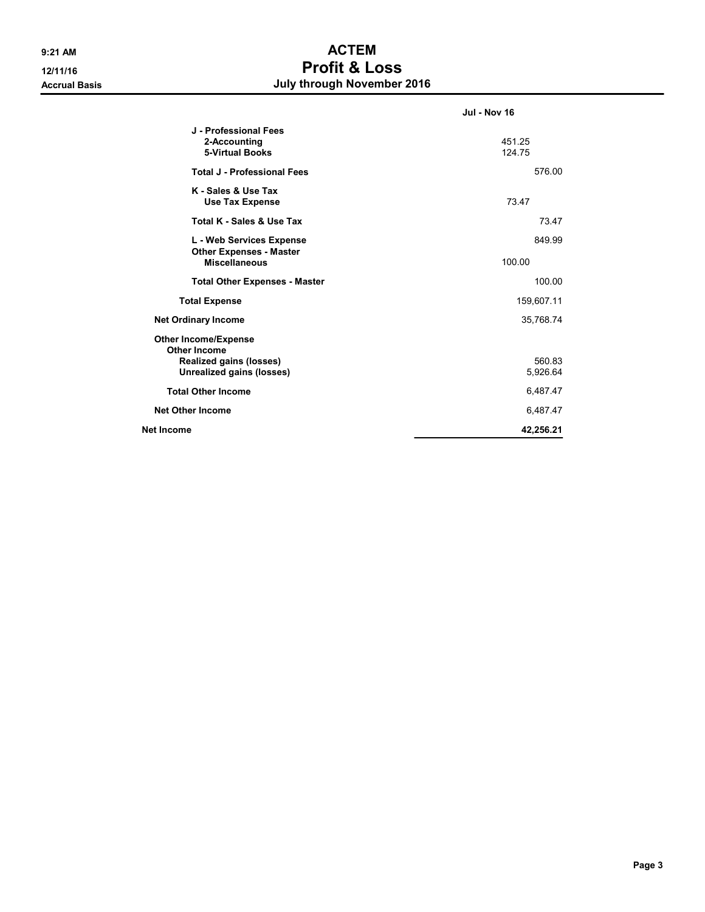# ACTEM
## Profit & Loss
### July through November 2016

9:21 AM
12/11/16
Accrual Basis

| | | Jul - Nov 16 |
|---|---|---|
| **J - Professional Fees** | | |
| **2-Accounting** | 451.25 | |
| **5-Virtual Books** | 124.75 | |
| **Total J - Professional Fees** | | 576.00 |
| **K - Sales & Use Tax** | | |
| **Use Tax Expense** | 73.47 | |
| **Total K - Sales & Use Tax** | | 73.47 |
| **L - Web Services Expense** | | 849.99 |
| **Other Expenses - Master** | | |
| **Miscellaneous** | 100.00 | |
| **Total Other Expenses - Master** | | 100.00 |
| **Total Expense** | | 159,607.11 |
| **Net Ordinary Income** | | 35,768.74 |
| **Other Income/Expense** | | |
| **Other Income** | | |
| **Realized gains (losses)** | | 560.83 |
| **Unrealized gains (losses)** | | 5,926.64 |
| **Total Other Income** | | 6,487.47 |
| **Net Other Income** | | 6,487.47 |
| **Net Income** | | **42,256.21** |